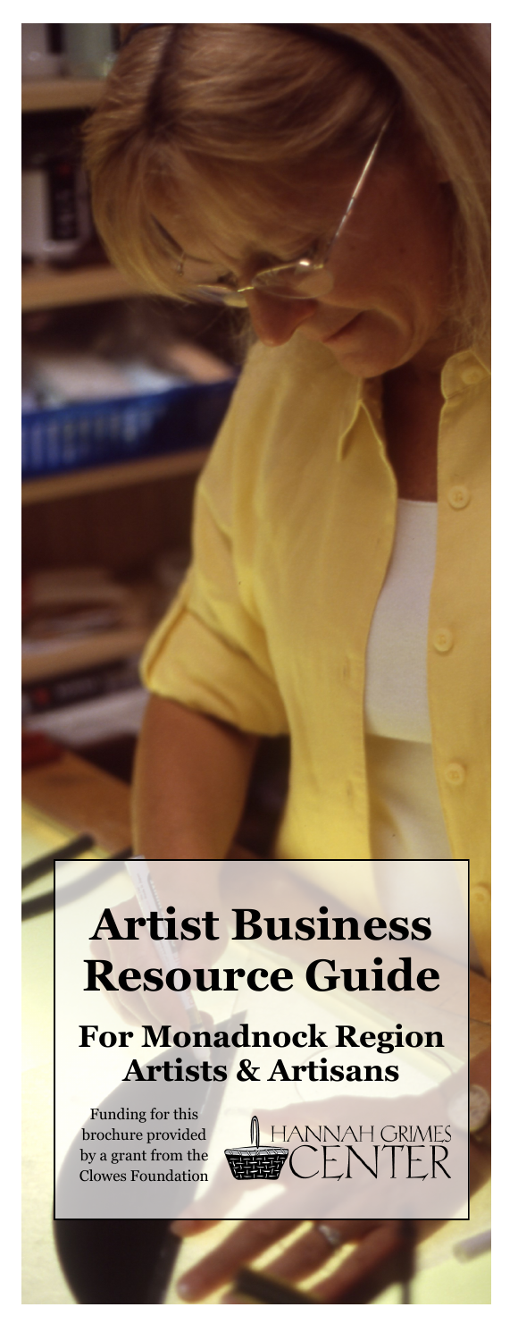# Artist Business Resource Guide

## For Monadnock Region Artists & Artisans

Funding for this brochure provided by a grant from the Clowes Foundation

HANNAH GRIMES CENTER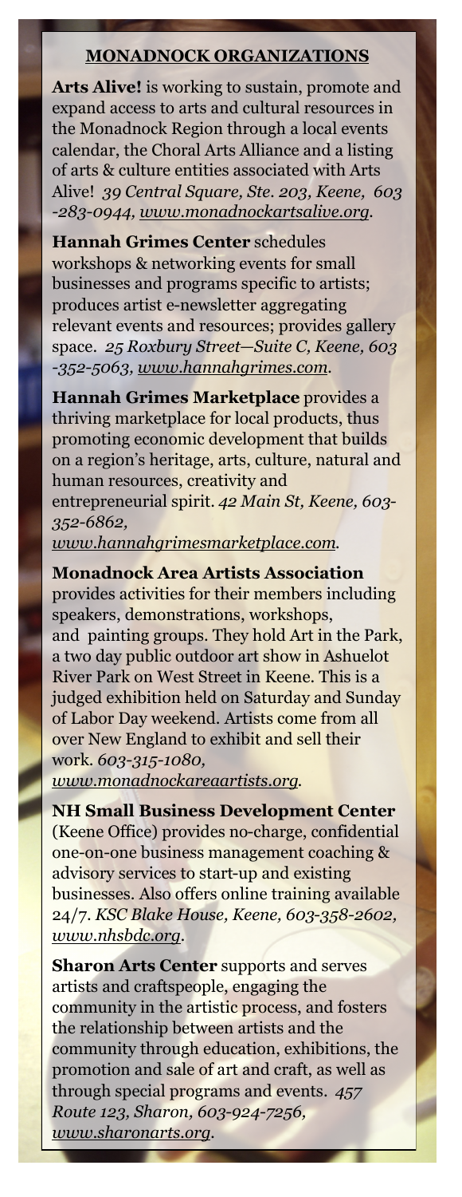## MONADNOCK ORGANIZATIONS

**Arts Alive!** is working to sustain, promote and expand access to arts and cultural resources in the Monadnock Region through a local events calendar, the Choral Arts Alliance and a listing of arts & culture entities associated with Arts Alive! *39 Central Square, Ste. 203, Keene, 603-283-0944, www.monadnockartsalive.org.*

**Hannah Grimes Center** schedules workshops & networking events for small businesses and programs specific to artists; produces artist e-newsletter aggregating relevant events and resources; provides gallery space. *25 Roxbury Street—Suite C, Keene, 603-352-5063, www.hannahgrimes.com.*

**Hannah Grimes Marketplace** provides a thriving marketplace for local products, thus promoting economic development that builds on a region's heritage, arts, culture, natural and human resources, creativity and entrepreneurial spirit. *42 Main St, Keene, 603-352-6862, www.hannahgrimesmarketplace.com.*

**Monadnock Area Artists Association** provides activities for their members including speakers, demonstrations, workshops, and painting groups. They hold Art in the Park, a two day public outdoor art show in Ashuelot River Park on West Street in Keene. This is a judged exhibition held on Saturday and Sunday of Labor Day weekend. Artists come from all over New England to exhibit and sell their work. *603-315-1080, www.monadnockareaartists.org.*

**NH Small Business Development Center** (Keene Office) provides no-charge, confidential one-on-one business management coaching & advisory services to start-up and existing businesses. Also offers online training available 24/7. *KSC Blake House, Keene, 603-358-2602, www.nhsbdc.org.*

**Sharon Arts Center** supports and serves artists and craftspeople, engaging the community in the artistic process, and fosters the relationship between artists and the community through education, exhibitions, the promotion and sale of art and craft, as well as through special programs and events. *457 Route 123, Sharon, 603-924-7256, www.sharonarts.org.*